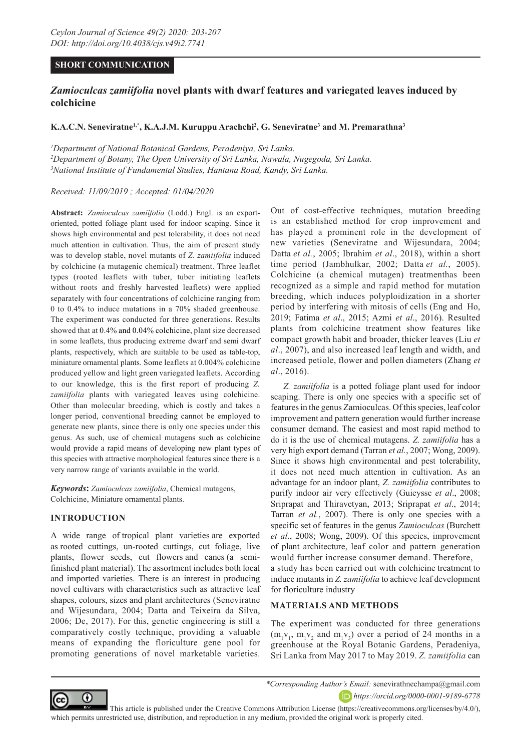**SHORT COMMUNICATION**

# *Zamioculcas zamiifolia* novel plants with dwarf features and variegated leaves induced by colchicine

**K.A.C.N. Seneviratne[1,*], K.A.J.M. Kuruppu Arachchi[2], G. Seneviratne[3] and M. Premarathna[3]**

[1]*Department of National Botanical Gardens, Peradeniya, Sri Lanka.*
[2]*Department of Botany, The Open University of Sri Lanka, Nawala, Nugegoda, Sri Lanka.*
[3]*National Institute of Fundamental Studies, Hantana Road, Kandy, Sri Lanka.*

*Received: 11/09/2019 ; Accepted: 01/04/2020*

**Abstract:** *Zamioculcas zamiifolia* (Lodd.) Engl. is an export-oriented, potted foliage plant used for indoor scaping. Since it shows high environmental and pest tolerability, it does not need much attention in cultivation. Thus, the aim of present study was to develop stable, novel mutants of *Z. zamiifolia* induced by colchicine (a mutagenic chemical) treatment. Three leaflet types (rooted leaflets with tuber, tuber initiating leaflets without roots and freshly harvested leaflets) were applied separately with four concentrations of colchicine ranging from 0 to 0.4% to induce mutations in a 70% shaded greenhouse. The experiment was conducted for three generations. Results showed that at 0.4% and 0.04% colchicine, plant size decreased in some leaflets, thus producing extreme dwarf and semi dwarf plants, respectively, which are suitable to be used as table-top, miniature ornamental plants. Some leaflets at 0.004% colchicine produced yellow and light green variegated leaflets. According to our knowledge, this is the first report of producing *Z. zamiifolia* plants with variegated leaves using colchicine. Other than molecular breeding, which is costly and takes a longer period, conventional breeding cannot be employed to generate new plants, since there is only one species under this genus. As such, use of chemical mutagens such as colchicine would provide a rapid means of developing new plant types of this species with attractive morphological features since there is a very narrow range of variants available in the world.

***Keywords*:** *Zamioculcas zamiifolia*, Chemical mutagens, Colchicine, Miniature ornamental plants.

## INTRODUCTION

A wide range of tropical plant varieties are exported as rooted cuttings, un-rooted cuttings, cut foliage, live plants, flower seeds, cut flowers and canes (a semi-finished plant material). The assortment includes both local and imported varieties. There is an interest in producing novel cultivars with characteristics such as attractive leaf shapes, colours, sizes and plant architectures (Seneviratne and Wijesundara, 2004; Datta and Teixeira da Silva, 2006; De, 2017). For this, genetic engineering is still a comparatively costly technique, providing a valuable means of expanding the floriculture gene pool for promoting generations of novel marketable varieties. Out of cost-effective techniques, mutation breeding is an established method for crop improvement and has played a prominent role in the development of new varieties (Seneviratne and Wijesundara, 2004; Datta *et al.*, 2005; Ibrahim *et al*., 2018), within a short time period (Jambhulkar, 2002; Datta *et al.*, 2005). Colchicine (a chemical mutagen) treatmenthas been recognized as a simple and rapid method for mutation breeding, which induces polyploidization in a shorter period by interfering with mitosis of cells (Eng and Ho, 2019; Fatima *et al*., 2015; Azmi *et al*., 2016). Resulted plants from colchicine treatment show features like compact growth habit and broader, thicker leaves (Liu *et al*., 2007), and also increased leaf length and width, and increased petiole, flower and pollen diameters (Zhang *et al*., 2016).

*Z. zamiifolia* is a potted foliage plant used for indoor scaping. There is only one species with a specific set of features in the genus Zamioculcas. Of this species, leaf color improvement and pattern generation would further increase consumer demand. The easiest and most rapid method to do it is the use of chemical mutagens. *Z. zamiifolia* has a very high export demand (Tarran *et al.*, 2007; Wong, 2009). Since it shows high environmental and pest tolerability, it does not need much attention in cultivation. As an advantage for an indoor plant, *Z. zamiifolia* contributes to purify indoor air very effectively (Guieysse *et al*., 2008; Sriprapat and Thiravetyan, 2013; Sriprapat *et al*., 2014; Tarran *et al.*, 2007). There is only one species with a specific set of features in the genus *Zamioculcas* (Burchett *et al*., 2008; Wong, 2009). Of this species, improvement of plant architecture, leaf color and pattern generation would further increase consumer demand. Therefore, a study has been carried out with colchicine treatment to induce mutants in *Z. zamiifolia* to achieve leaf development for floriculture industry

## MATERIALS AND METHODS

The experiment was conducted for three generations ($m_1v_1$, $m_1v_2$ and $m_1v_3$) over a period of 24 months in a greenhouse at the Royal Botanic Gardens, Peradeniya, Sri Lanka from May 2017 to May 2019. *Z. zamiifolia* can

*\*Corresponding Author's Email:* senevirathnechampa@gmail.com
*https://orcid.org/0000-0001-9189-6778*

This article is published under the Creative Commons Attribution License (https://creativecommons.org/licenses/by/4.0/), which permits unrestricted use, distribution, and reproduction in any medium, provided the original work is properly cited.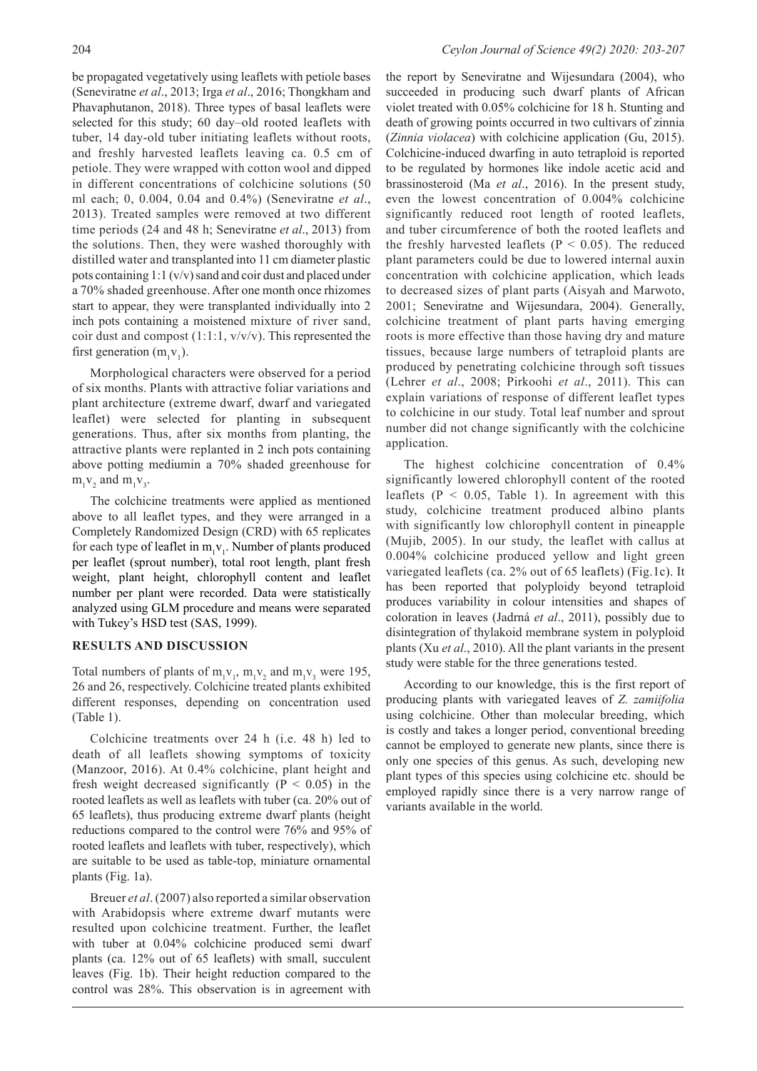be propagated vegetatively using leaflets with petiole bases (Seneviratne *et al*., 2013; Irga *et al*., 2016; Thongkham and Phavaphutanon, 2018). Three types of basal leaflets were selected for this study; 60 day–old rooted leaflets with tuber, 14 day-old tuber initiating leaflets without roots, and freshly harvested leaflets leaving ca. 0.5 cm of petiole. They were wrapped with cotton wool and dipped in different concentrations of colchicine solutions (50 ml each; 0, 0.004, 0.04 and 0.4%) (Seneviratne *et al*., 2013). Treated samples were removed at two different time periods (24 and 48 h; Seneviratne *et al*., 2013) from the solutions. Then, they were washed thoroughly with distilled water and transplanted into 11 cm diameter plastic pots containing 1:1 (v/v) sand and coir dust and placed under a 70% shaded greenhouse. After one month once rhizomes start to appear, they were transplanted individually into 2 inch pots containing a moistened mixture of river sand, coir dust and compost (1:1:1, v/v/v). This represented the first generation ($m_1v_1$).

Morphological characters were observed for a period of six months. Plants with attractive foliar variations and plant architecture (extreme dwarf, dwarf and variegated leaflet) were selected for planting in subsequent generations. Thus, after six months from planting, the attractive plants were replanted in 2 inch pots containing above potting mediumin a 70% shaded greenhouse for $m_1v_2$ and $m_1v_3$.

The colchicine treatments were applied as mentioned above to all leaflet types, and they were arranged in a Completely Randomized Design (CRD) with 65 replicates for each type of leaflet in $m_1v_1$. Number of plants produced per leaflet (sprout number), total root length, plant fresh weight, plant height, chlorophyll content and leaflet number per plant were recorded. Data were statistically analyzed using GLM procedure and means were separated with Tukey's HSD test (SAS, 1999).

## RESULTS AND DISCUSSION

Total numbers of plants of $m_1v_1$, $m_1v_2$ and $m_1v_3$ were 195, 26 and 26, respectively. Colchicine treated plants exhibited different responses, depending on concentration used (Table 1).

Colchicine treatments over 24 h (i.e. 48 h) led to death of all leaflets showing symptoms of toxicity (Manzoor, 2016). At 0.4% colchicine, plant height and fresh weight decreased significantly ($P < 0.05$) in the rooted leaflets as well as leaflets with tuber (ca. 20% out of 65 leaflets), thus producing extreme dwarf plants (height reductions compared to the control were 76% and 95% of rooted leaflets and leaflets with tuber, respectively), which are suitable to be used as table-top, miniature ornamental plants (Fig. 1a).

Breuer *et al*. (2007) also reported a similar observation with Arabidopsis where extreme dwarf mutants were resulted upon colchicine treatment. Further, the leaflet with tuber at 0.04% colchicine produced semi dwarf plants (ca. 12% out of 65 leaflets) with small, succulent leaves (Fig. 1b). Their height reduction compared to the control was 28%. This observation is in agreement with the report by Seneviratne and Wijesundara (2004), who succeeded in producing such dwarf plants of African violet treated with 0.05% colchicine for 18 h. Stunting and death of growing points occurred in two cultivars of zinnia (*Zinnia violacea*) with colchicine application (Gu, 2015). Colchicine-induced dwarfing in auto tetraploid is reported to be regulated by hormones like indole acetic acid and brassinosteroid (Ma *et al*., 2016). In the present study, even the lowest concentration of 0.004% colchicine significantly reduced root length of rooted leaflets, and tuber circumference of both the rooted leaflets and the freshly harvested leaflets ($P < 0.05$). The reduced plant parameters could be due to lowered internal auxin concentration with colchicine application, which leads to decreased sizes of plant parts (Aisyah and Marwoto, 2001; Seneviratne and Wijesundara, 2004). Generally, colchicine treatment of plant parts having emerging roots is more effective than those having dry and mature tissues, because large numbers of tetraploid plants are produced by penetrating colchicine through soft tissues (Lehrer *et al*., 2008; Pirkoohi *et al*., 2011). This can explain variations of response of different leaflet types to colchicine in our study. Total leaf number and sprout number did not change significantly with the colchicine application.

The highest colchicine concentration of 0.4% significantly lowered chlorophyll content of the rooted leaflets ($P < 0.05$, Table 1). In agreement with this study, colchicine treatment produced albino plants with significantly low chlorophyll content in pineapple (Mujib, 2005). In our study, the leaflet with callus at 0.004% colchicine produced yellow and light green variegated leaflets (ca. 2% out of 65 leaflets) (Fig.1c). It has been reported that polyploidy beyond tetraploid produces variability in colour intensities and shapes of coloration in leaves (Jadrná *et al*., 2011), possibly due to disintegration of thylakoid membrane system in polyploid plants (Xu *et al*., 2010). All the plant variants in the present study were stable for the three generations tested.

According to our knowledge, this is the first report of producing plants with variegated leaves of *Z. zamiifolia* using colchicine. Other than molecular breeding, which is costly and takes a longer period, conventional breeding cannot be employed to generate new plants, since there is only one species of this genus. As such, developing new plant types of this species using colchicine etc. should be employed rapidly since there is a very narrow range of variants available in the world.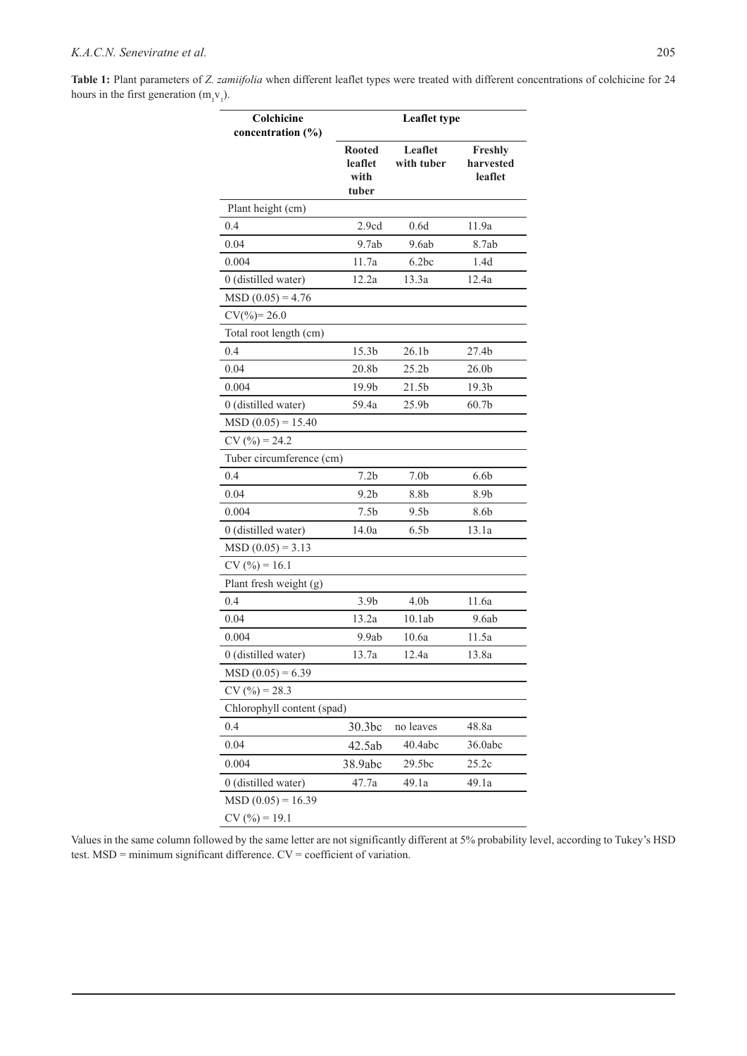**Table 1:** Plant parameters of *Z. zamiifolia* when different leaflet types were treated with different concentrations of colchicine for 24 hours in the first generation ($m_1v_1$).

| Colchicine concentration (%) | Leaflet type | | |
|---|---|---|---|
| | **Rooted leaflet with tuber** | **Leaflet with tuber** | **Freshly harvested leaflet** |
| Plant height (cm) | | | |
| 0.4 | 2.9cd | 0.6d | 11.9a |
| 0.04 | 9.7ab | 9.6ab | 8.7ab |
| 0.004 | 11.7a | 6.2bc | 1.4d |
| 0 (distilled water) | 12.2a | 13.3a | 12.4a |
| MSD (0.05) = 4.76 | | | |
| CV(%)= 26.0 | | | |
| Total root length (cm) | | | |
| 0.4 | 15.3b | 26.1b | 27.4b |
| 0.04 | 20.8b | 25.2b | 26.0b |
| 0.004 | 19.9b | 21.5b | 19.3b |
| 0 (distilled water) | 59.4a | 25.9b | 60.7b |
| MSD (0.05) = 15.40 | | | |
| CV (%) = 24.2 | | | |
| Tuber circumference (cm) | | | |
| 0.4 | 7.2b | 7.0b | 6.6b |
| 0.04 | 9.2b | 8.8b | 8.9b |
| 0.004 | 7.5b | 9.5b | 8.6b |
| 0 (distilled water) | 14.0a | 6.5b | 13.1a |
| MSD (0.05) = 3.13 | | | |
| CV (%) = 16.1 | | | |
| Plant fresh weight (g) | | | |
| 0.4 | 3.9b | 4.0b | 11.6a |
| 0.04 | 13.2a | 10.1ab | 9.6ab |
| 0.004 | 9.9ab | 10.6a | 11.5a |
| 0 (distilled water) | 13.7a | 12.4a | 13.8a |
| MSD (0.05) = 6.39 | | | |
| CV (%) = 28.3 | | | |
| Chlorophyll content (spad) | | | |
| 0.4 | 30.3bc | no leaves | 48.8a |
| 0.04 | 42.5ab | 40.4abc | 36.0abc |
| 0.004 | 38.9abc | 29.5bc | 25.2c |
| 0 (distilled water) | 47.7a | 49.1a | 49.1a |
| MSD (0.05) = 16.39 | | | |
| CV (%) = 19.1 | | | |

Values in the same column followed by the same letter are not significantly different at 5% probability level, according to Tukey's HSD test. MSD = minimum significant difference. CV = coefficient of variation.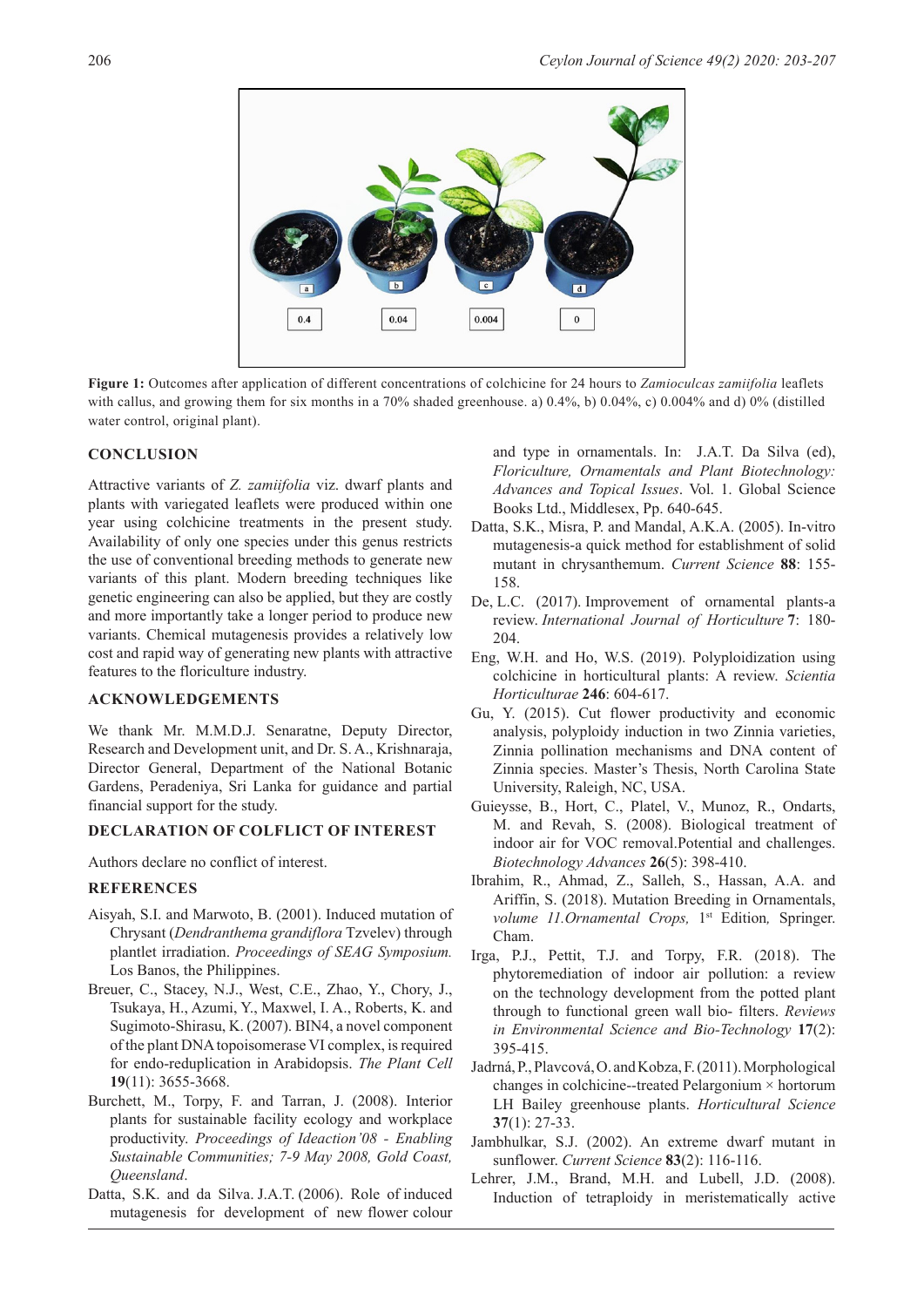**Figure 1:** Outcomes after application of different concentrations of colchicine for 24 hours to *Zamioculcas zamiifolia* leaflets with callus, and growing them for six months in a 70% shaded greenhouse. a) 0.4%, b) 0.04%, c) 0.004% and d) 0% (distilled water control, original plant).

## CONCLUSION

Attractive variants of *Z. zamiifolia* viz. dwarf plants and plants with variegated leaflets were produced within one year using colchicine treatments in the present study. Availability of only one species under this genus restricts the use of conventional breeding methods to generate new variants of this plant. Modern breeding techniques like genetic engineering can also be applied, but they are costly and more importantly take a longer period to produce new variants. Chemical mutagenesis provides a relatively low cost and rapid way of generating new plants with attractive features to the floriculture industry.

## ACKNOWLEDGEMENTS

We thank Mr. M.M.D.J. Senaratne, Deputy Director, Research and Development unit, and Dr. S. A., Krishnaraja, Director General, Department of the National Botanic Gardens, Peradeniya, Sri Lanka for guidance and partial financial support for the study.

## DECLARATION OF COLFLICT OF INTEREST

Authors declare no conflict of interest.

## REFERENCES

Aisyah, S.I. and Marwoto, B. (2001). Induced mutation of Chrysant (*Dendranthema grandiflora* Tzvelev) through plantlet irradiation. *Proceedings of SEAG Symposium.* Los Banos, the Philippines.

Breuer, C., Stacey, N.J., West, C.E., Zhao, Y., Chory, J., Tsukaya, H., Azumi, Y., Maxwel, I. A., Roberts, K. and Sugimoto-Shirasu, K. (2007). BIN4, a novel component of the plant DNA topoisomerase VI complex, is required for endo-reduplication in Arabidopsis. *The Plant Cell* **19**(11): 3655-3668.

Burchett, M., Torpy, F. and Tarran, J. (2008). Interior plants for sustainable facility ecology and workplace productivity. *Proceedings of Ideaction'08 - Enabling Sustainable Communities; 7-9 May 2008, Gold Coast, Queensland*.

Datta, S.K. and da Silva. J.A.T. (2006). Role of induced mutagenesis for development of new flower colour and type in ornamentals. In: J.A.T. Da Silva (ed), *Floriculture, Ornamentals and Plant Biotechnology: Advances and Topical Issues*. Vol. 1. Global Science Books Ltd., Middlesex, Pp. 640-645.

Datta, S.K., Misra, P. and Mandal, A.K.A. (2005). In-vitro mutagenesis-a quick method for establishment of solid mutant in chrysanthemum. *Current Science* **88**: 155-158.

De, L.C. (2017). Improvement of ornamental plants-a review. *International Journal of Horticulture* **7**: 180-204.

Eng, W.H. and Ho, W.S. (2019). Polyploidization using colchicine in horticultural plants: A review. *Scientia Horticulturae* **246**: 604-617.

Gu, Y. (2015). Cut flower productivity and economic analysis, polyploidy induction in two Zinnia varieties, Zinnia pollination mechanisms and DNA content of Zinnia species. Master's Thesis, North Carolina State University, Raleigh, NC, USA.

Guieysse, B., Hort, C., Platel, V., Munoz, R., Ondarts, M. and Revah, S. (2008). Biological treatment of indoor air for VOC removal.Potential and challenges. *Biotechnology Advances* **26**(5): 398-410.

Ibrahim, R., Ahmad, Z., Salleh, S., Hassan, A.A. and Ariffin, S. (2018). Mutation Breeding in Ornamentals, *volume 11.Ornamental Crops,* 1st Edition*,* Springer. Cham.

Irga, P.J., Pettit, T.J. and Torpy, F.R. (2018). The phytoremediation of indoor air pollution: a review on the technology development from the potted plant through to functional green wall bio- filters. *Reviews in Environmental Science and Bio-Technology* **17**(2): 395-415.

Jadrná, P., Plavcová, O. and Kobza, F. (2011). Morphological changes in colchicine--treated Pelargonium × hortorum LH Bailey greenhouse plants. *Horticultural Science* **37**(1): 27-33.

Jambhulkar, S.J. (2002). An extreme dwarf mutant in sunflower. *Current Science* **83**(2): 116-116.

Lehrer, J.M., Brand, M.H. and Lubell, J.D. (2008). Induction of tetraploidy in meristematically active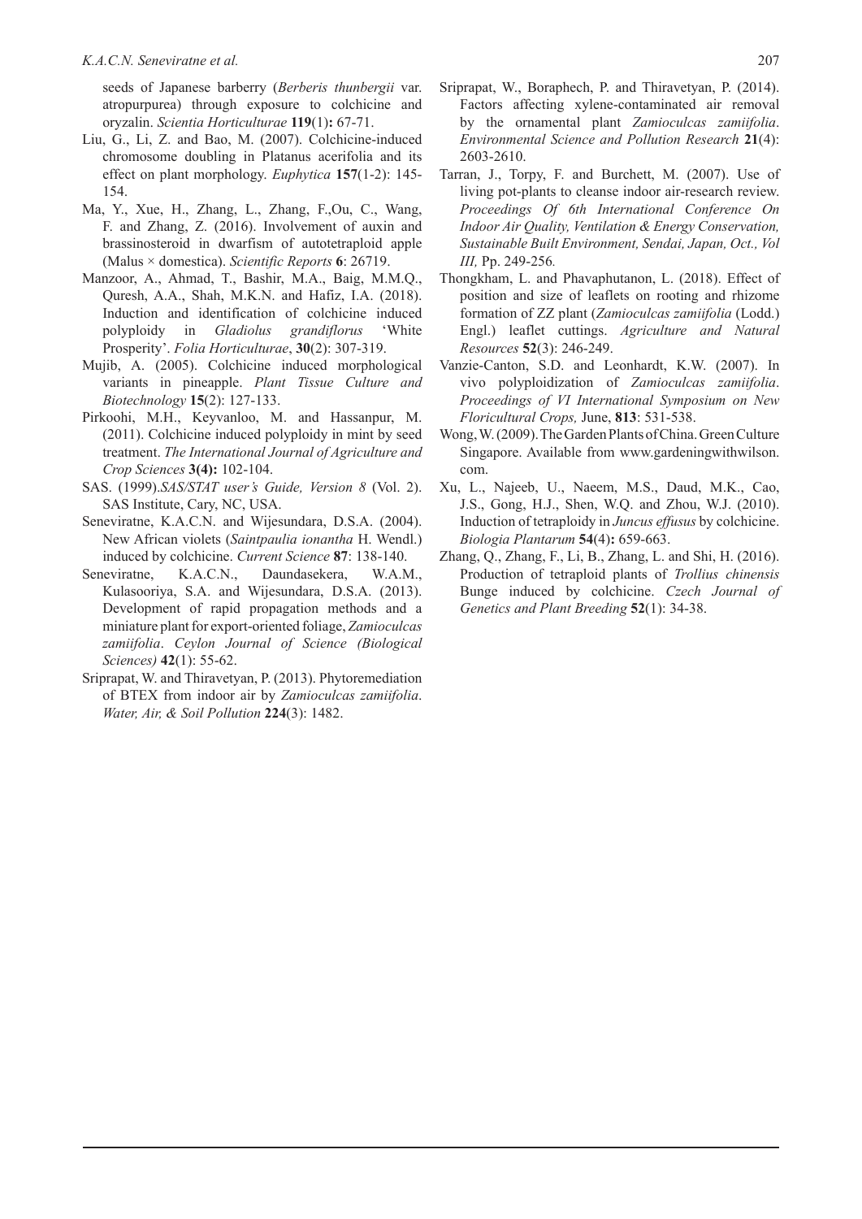seeds of Japanese barberry (*Berberis thunbergii* var. atropurpurea) through exposure to colchicine and oryzalin. *Scientia Horticulturae* **119**(1)**:** 67-71.

Liu, G., Li, Z. and Bao, M. (2007). Colchicine-induced chromosome doubling in Platanus acerifolia and its effect on plant morphology. *Euphytica* **157**(1-2): 145-154.

Ma, Y., Xue, H., Zhang, L., Zhang, F.,Ou, C., Wang, F. and Zhang, Z. (2016). Involvement of auxin and brassinosteroid in dwarfism of autotetraploid apple (Malus × domestica). *Scientific Reports* **6**: 26719.

Manzoor, A., Ahmad, T., Bashir, M.A., Baig, M.M.Q., Quresh, A.A., Shah, M.K.N. and Hafiz, I.A. (2018). Induction and identification of colchicine induced polyploidy in *Gladiolus grandiflorus* 'White Prosperity'. *Folia Horticulturae*, **30**(2): 307-319.

Mujib, A. (2005). Colchicine induced morphological variants in pineapple. *Plant Tissue Culture and Biotechnology* **15**(2): 127-133.

Pirkoohi, M.H., Keyvanloo, M. and Hassanpur, M. (2011). Colchicine induced polyploidy in mint by seed treatment. *The International Journal of Agriculture and Crop Sciences* **3(4):** 102-104.

SAS. (1999).*SAS/STAT user's Guide, Version 8* (Vol. 2). SAS Institute, Cary, NC, USA.

Seneviratne, K.A.C.N. and Wijesundara, D.S.A. (2004). New African violets (*Saintpaulia ionantha* H. Wendl.) induced by colchicine. *Current Science* **87**: 138-140.

Seneviratne, K.A.C.N., Daundasekera, W.A.M., Kulasooriya, S.A. and Wijesundara, D.S.A. (2013). Development of rapid propagation methods and a miniature plant for export-oriented foliage, *Zamioculcas zamiifolia*. *Ceylon Journal of Science (Biological Sciences)* **42**(1): 55-62.

Sriprapat, W. and Thiravetyan, P. (2013). Phytoremediation of BTEX from indoor air by *Zamioculcas zamiifolia*. *Water, Air, & Soil Pollution* **224**(3): 1482.

Sriprapat, W., Boraphech, P. and Thiravetyan, P. (2014). Factors affecting xylene-contaminated air removal by the ornamental plant *Zamioculcas zamiifolia*. *Environmental Science and Pollution Research* **21**(4): 2603-2610.

Tarran, J., Torpy, F. and Burchett, M. (2007). Use of living pot-plants to cleanse indoor air-research review. *Proceedings Of 6th International Conference On Indoor Air Quality, Ventilation & Energy Conservation, Sustainable Built Environment, Sendai, Japan, Oct., Vol III,* Pp. 249-256*.*

Thongkham, L. and Phavaphutanon, L. (2018). Effect of position and size of leaflets on rooting and rhizome formation of ZZ plant (*Zamioculcas zamiifolia* (Lodd.) Engl.) leaflet cuttings. *Agriculture and Natural Resources* **52**(3): 246-249.

Vanzie-Canton, S.D. and Leonhardt, K.W. (2007). In vivo polyploidization of *Zamioculcas zamiifolia*. *Proceedings of VI International Symposium on New Floricultural Crops,* June, **813**: 531-538.

Wong, W. (2009). The Garden Plants of China. Green Culture Singapore. Available from www.gardeningwithwilson.com.

Xu, L., Najeeb, U., Naeem, M.S., Daud, M.K., Cao, J.S., Gong, H.J., Shen, W.Q. and Zhou, W.J. (2010). Induction of tetraploidy in *Juncus effusus* by colchicine. *Biologia Plantarum* **54**(4)**:** 659-663.

Zhang, Q., Zhang, F., Li, B., Zhang, L. and Shi, H. (2016). Production of tetraploid plants of *Trollius chinensis* Bunge induced by colchicine. *Czech Journal of Genetics and Plant Breeding* **52**(1): 34-38.